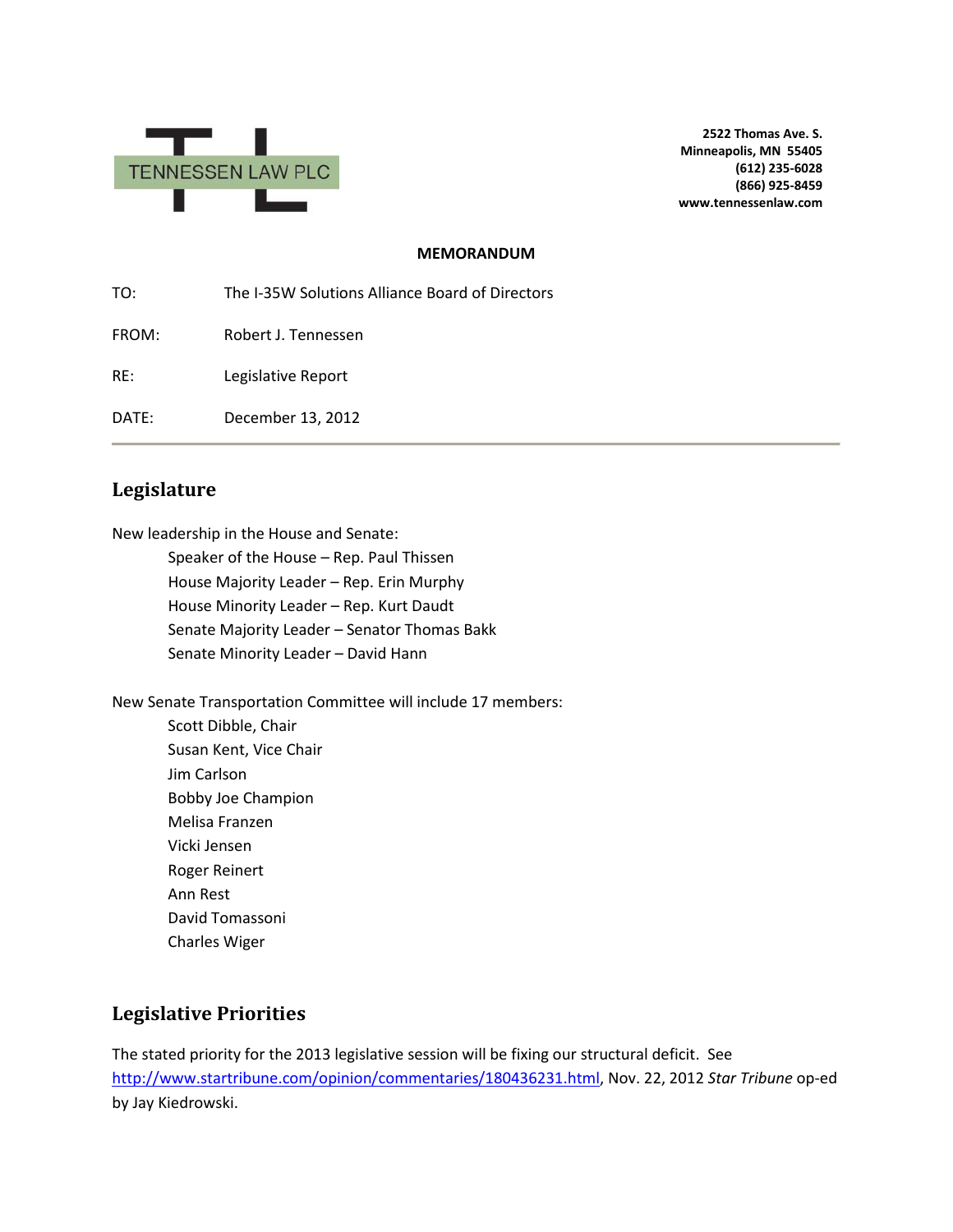TENNESSEN LAW PLC

**2522 Thomas Ave. S.**
**Minneapolis, MN 55405**
**(612) 235-6028**
**(866) 925-8459**
**www.tennessenlaw.com**

**MEMORANDUM**

TO: The I-35W Solutions Alliance Board of Directors

FROM: Robert J. Tennessen

RE: Legislative Report

DATE: December 13, 2012

---

## Legislature

New leadership in the House and Senate:

- Speaker of the House – Rep. Paul Thissen
- House Majority Leader – Rep. Erin Murphy
- House Minority Leader – Rep. Kurt Daudt
- Senate Majority Leader – Senator Thomas Bakk
- Senate Minority Leader – David Hann

New Senate Transportation Committee will include 17 members:

- Scott Dibble, Chair
- Susan Kent, Vice Chair
- Jim Carlson
- Bobby Joe Champion
- Melisa Franzen
- Vicki Jensen
- Roger Reinert
- Ann Rest
- David Tomassoni
- Charles Wiger

## Legislative Priorities

The stated priority for the 2013 legislative session will be fixing our structural deficit. See http://www.startribune.com/opinion/commentaries/180436231.html, Nov. 22, 2012 *Star Tribune* op-ed by Jay Kiedrowski.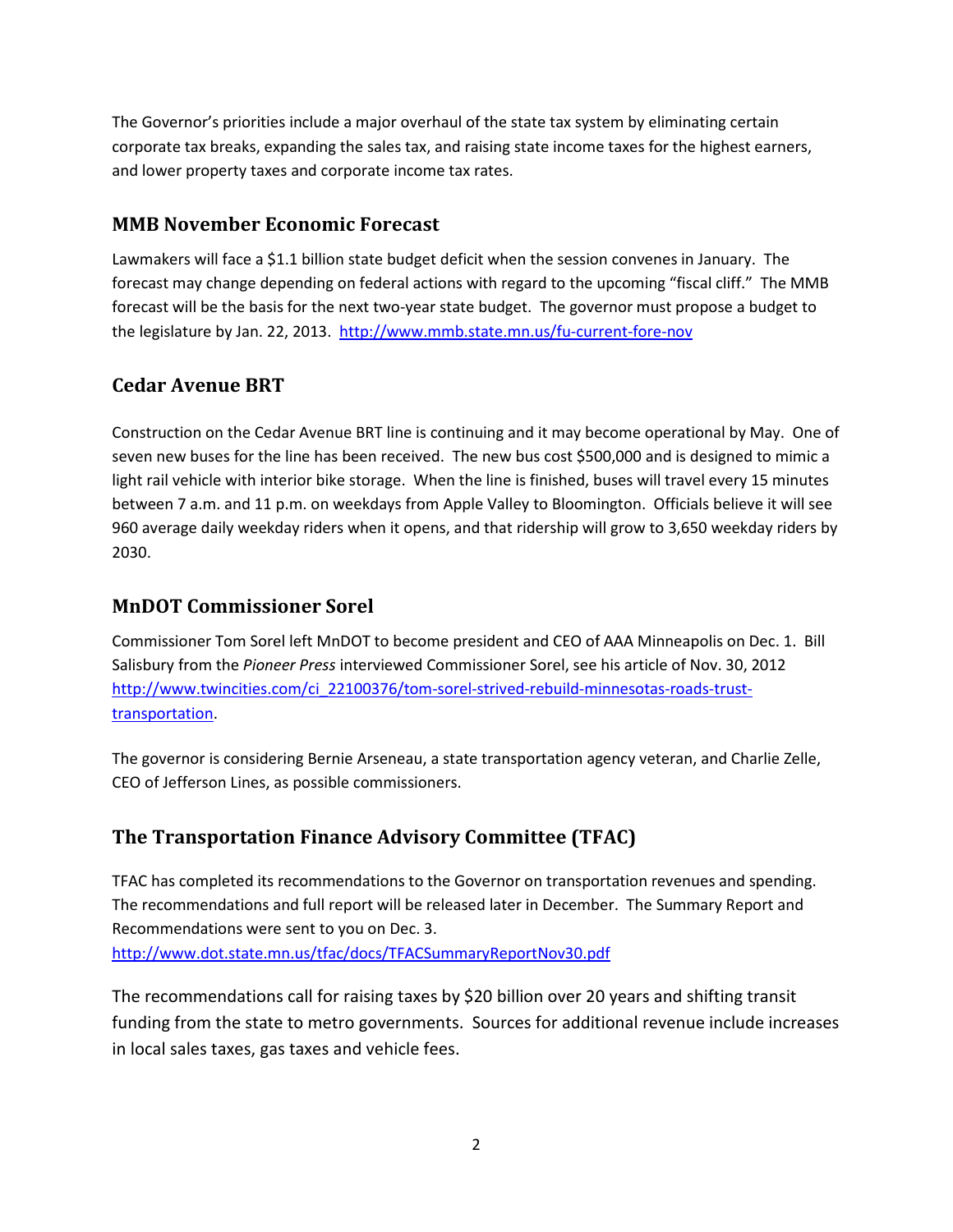The Governor's priorities include a major overhaul of the state tax system by eliminating certain corporate tax breaks, expanding the sales tax, and raising state income taxes for the highest earners, and lower property taxes and corporate income tax rates.

## MMB November Economic Forecast

Lawmakers will face a $1.1 billion state budget deficit when the session convenes in January. The forecast may change depending on federal actions with regard to the upcoming "fiscal cliff." The MMB forecast will be the basis for the next two-year state budget. The governor must propose a budget to the legislature by Jan. 22, 2013. http://www.mmb.state.mn.us/fu-current-fore-nov

## Cedar Avenue BRT

Construction on the Cedar Avenue BRT line is continuing and it may become operational by May. One of seven new buses for the line has been received. The new bus cost $500,000 and is designed to mimic a light rail vehicle with interior bike storage. When the line is finished, buses will travel every 15 minutes between 7 a.m. and 11 p.m. on weekdays from Apple Valley to Bloomington. Officials believe it will see 960 average daily weekday riders when it opens, and that ridership will grow to 3,650 weekday riders by 2030.

## MnDOT Commissioner Sorel

Commissioner Tom Sorel left MnDOT to become president and CEO of AAA Minneapolis on Dec. 1. Bill Salisbury from the *Pioneer Press* interviewed Commissioner Sorel, see his article of Nov. 30, 2012 http://www.twincities.com/ci_22100376/tom-sorel-strived-rebuild-minnesotas-roads-trust-transportation.

The governor is considering Bernie Arseneau, a state transportation agency veteran, and Charlie Zelle, CEO of Jefferson Lines, as possible commissioners.

## The Transportation Finance Advisory Committee (TFAC)

TFAC has completed its recommendations to the Governor on transportation revenues and spending. The recommendations and full report will be released later in December. The Summary Report and Recommendations were sent to you on Dec. 3.
http://www.dot.state.mn.us/tfac/docs/TFACSummaryReportNov30.pdf

The recommendations call for raising taxes by $20 billion over 20 years and shifting transit funding from the state to metro governments. Sources for additional revenue include increases in local sales taxes, gas taxes and vehicle fees.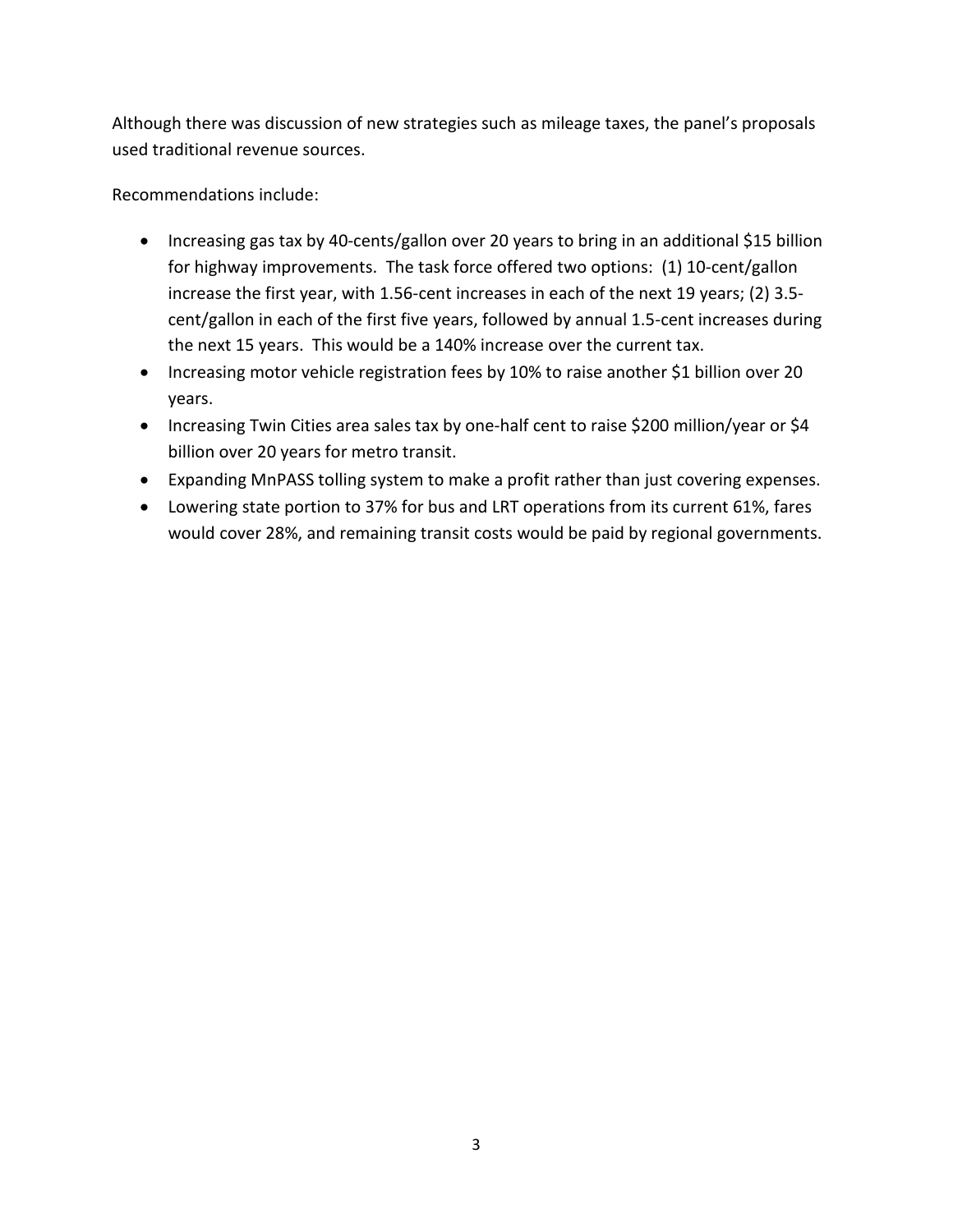Although there was discussion of new strategies such as mileage taxes, the panel's proposals used traditional revenue sources.

Recommendations include:

- Increasing gas tax by 40-cents/gallon over 20 years to bring in an additional $15 billion for highway improvements. The task force offered two options: (1) 10-cent/gallon increase the first year, with 1.56-cent increases in each of the next 19 years; (2) 3.5-cent/gallon in each of the first five years, followed by annual 1.5-cent increases during the next 15 years. This would be a 140% increase over the current tax.
- Increasing motor vehicle registration fees by 10% to raise another $1 billion over 20 years.
- Increasing Twin Cities area sales tax by one-half cent to raise $200 million/year or $4 billion over 20 years for metro transit.
- Expanding MnPASS tolling system to make a profit rather than just covering expenses.
- Lowering state portion to 37% for bus and LRT operations from its current 61%, fares would cover 28%, and remaining transit costs would be paid by regional governments.